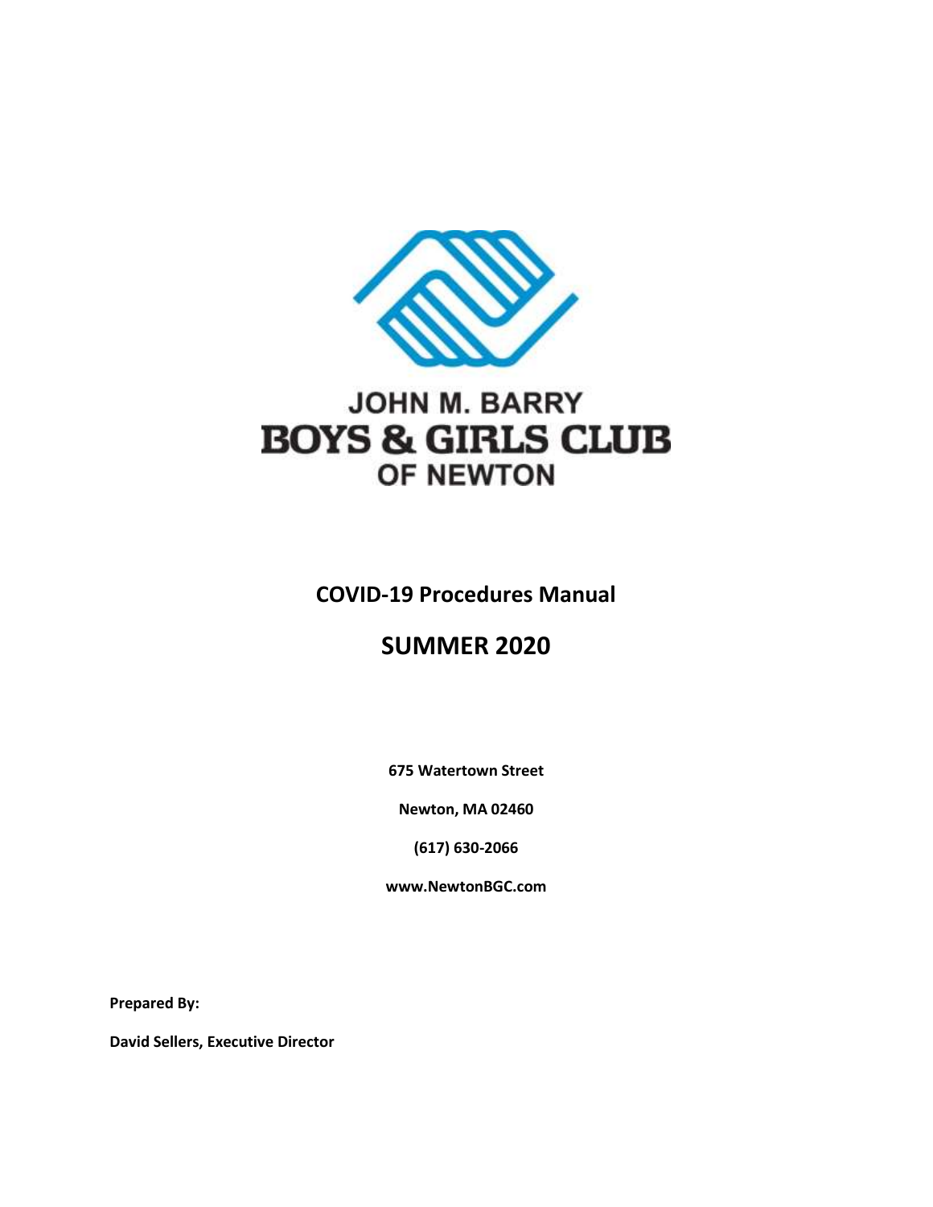JOHN M. BARRY

BOYS & GIRLS CLUB

OF NEWTON

# COVID-19 Procedures Manual

# SUMMER 2020

**675 Watertown Street**

**Newton, MA 02460**

**(617) 630-2066**

**www.NewtonBGC.com**

**Prepared By:**

**David Sellers, Executive Director**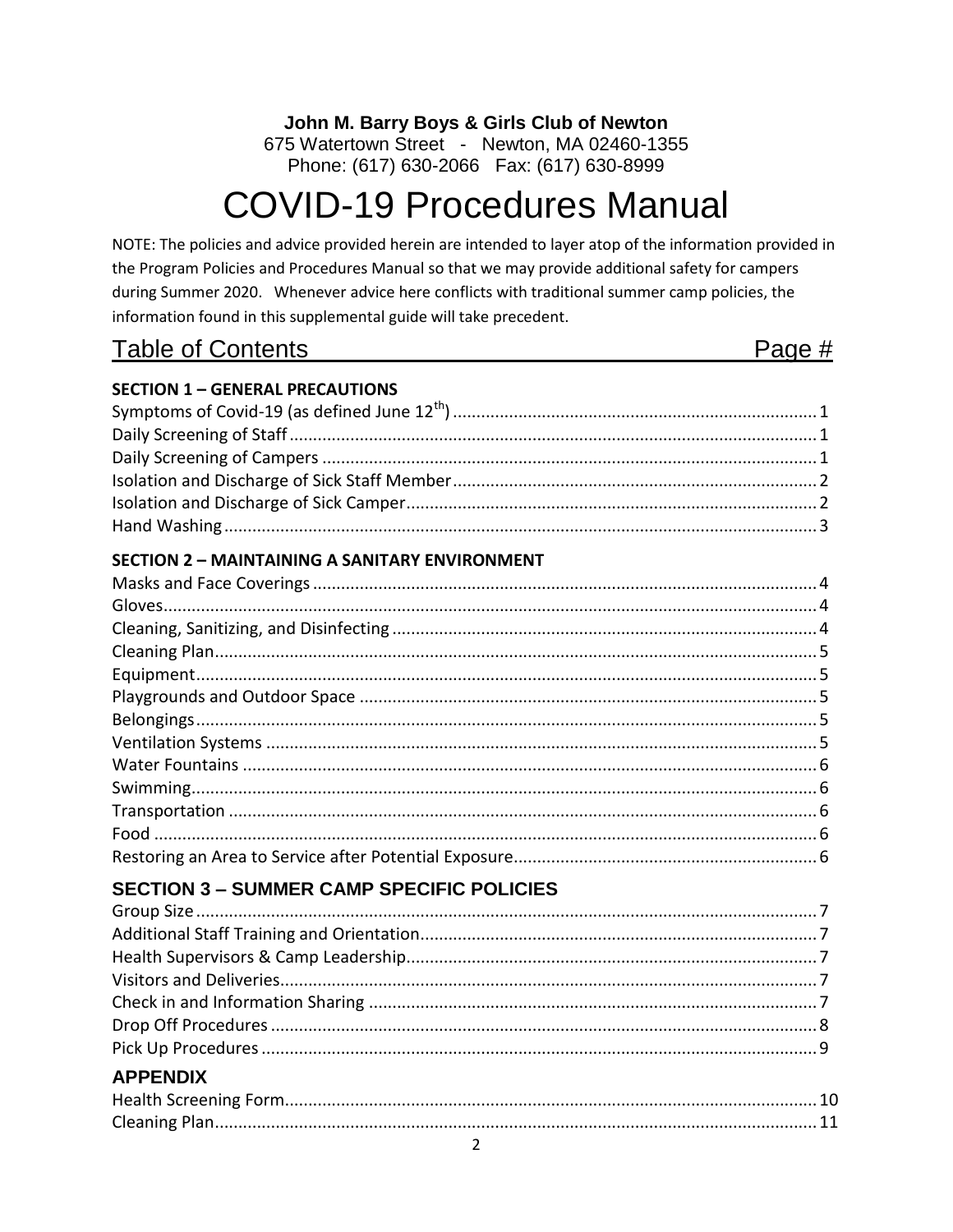**John M. Barry Boys & Girls Club of Newton**
675 Watertown Street - Newton, MA 02460-1355
Phone: (617) 630-2066 Fax: (617) 630-8999

# COVID-19 Procedures Manual

NOTE: The policies and advice provided herein are intended to layer atop of the information provided in the Program Policies and Procedures Manual so that we may provide additional safety for campers during Summer 2020. Whenever advice here conflicts with traditional summer camp policies, the information found in this supplemental guide will take precedent.

## Table of Contents — Page #

**SECTION 1 – GENERAL PRECAUTIONS**

| | |
|---|---|
| Symptoms of Covid-19 (as defined June 12th) | 1 |
| Daily Screening of Staff | 1 |
| Daily Screening of Campers | 1 |
| Isolation and Discharge of Sick Staff Member | 2 |
| Isolation and Discharge of Sick Camper | 2 |
| Hand Washing | 3 |

**SECTION 2 – MAINTAINING A SANITARY ENVIRONMENT**

| | |
|---|---|
| Masks and Face Coverings | 4 |
| Gloves | 4 |
| Cleaning, Sanitizing, and Disinfecting | 4 |
| Cleaning Plan | 5 |
| Equipment | 5 |
| Playgrounds and Outdoor Space | 5 |
| Belongings | 5 |
| Ventilation Systems | 5 |
| Water Fountains | 6 |
| Swimming | 6 |
| Transportation | 6 |
| Food | 6 |
| Restoring an Area to Service after Potential Exposure | 6 |

**SECTION 3 – SUMMER CAMP SPECIFIC POLICIES**

| | |
|---|---|
| Group Size | 7 |
| Additional Staff Training and Orientation | 7 |
| Health Supervisors & Camp Leadership | 7 |
| Visitors and Deliveries | 7 |
| Check in and Information Sharing | 7 |
| Drop Off Procedures | 8 |
| Pick Up Procedures | 9 |

**APPENDIX**

| | |
|---|---|
| Health Screening Form | 10 |
| Cleaning Plan | 11 |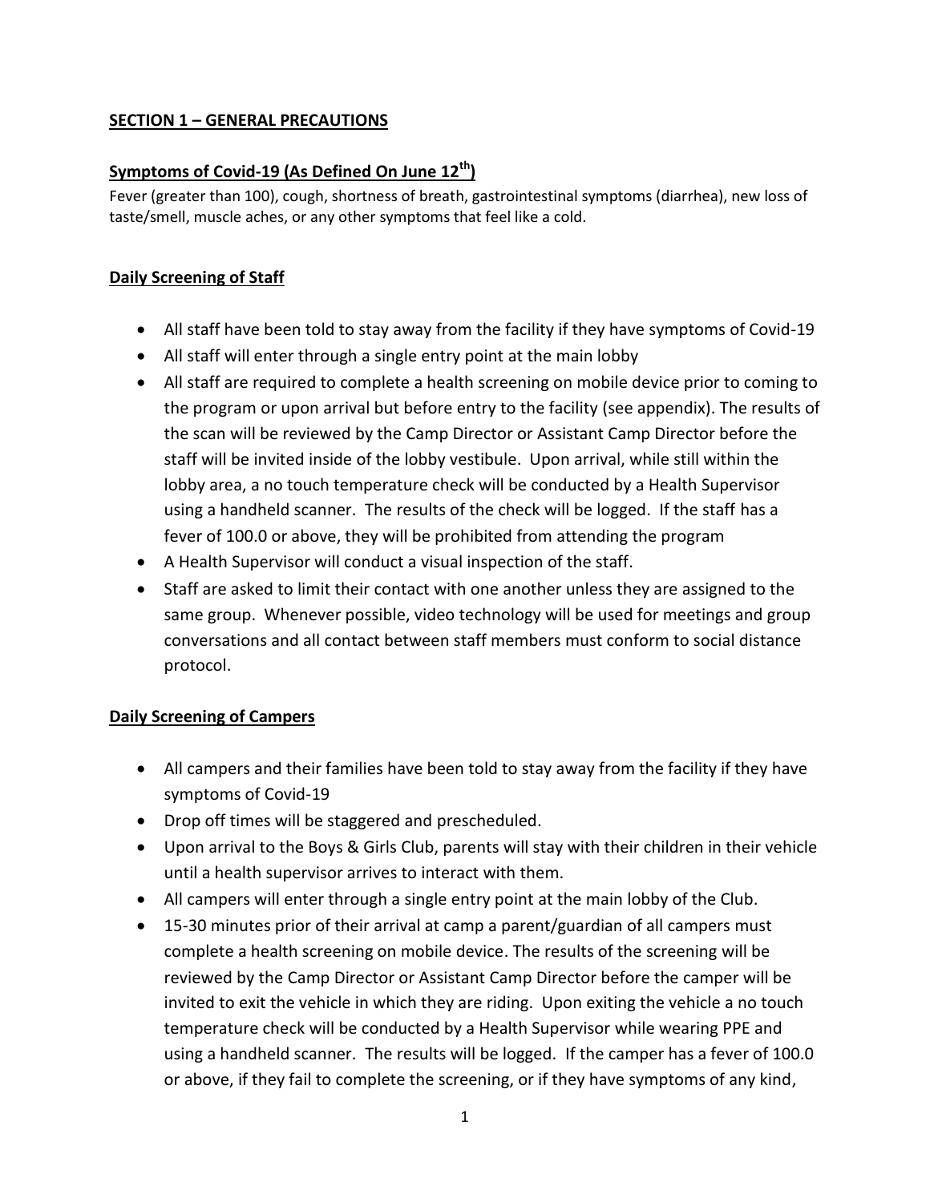## SECTION 1 – GENERAL PRECAUTIONS

### Symptoms of Covid-19 (As Defined On June 12th)

Fever (greater than 100), cough, shortness of breath, gastrointestinal symptoms (diarrhea), new loss of taste/smell, muscle aches, or any other symptoms that feel like a cold.

### Daily Screening of Staff

- All staff have been told to stay away from the facility if they have symptoms of Covid-19
- All staff will enter through a single entry point at the main lobby
- All staff are required to complete a health screening on mobile device prior to coming to the program or upon arrival but before entry to the facility (see appendix). The results of the scan will be reviewed by the Camp Director or Assistant Camp Director before the staff will be invited inside of the lobby vestibule. Upon arrival, while still within the lobby area, a no touch temperature check will be conducted by a Health Supervisor using a handheld scanner. The results of the check will be logged. If the staff has a fever of 100.0 or above, they will be prohibited from attending the program
- A Health Supervisor will conduct a visual inspection of the staff.
- Staff are asked to limit their contact with one another unless they are assigned to the same group. Whenever possible, video technology will be used for meetings and group conversations and all contact between staff members must conform to social distance protocol.

### Daily Screening of Campers

- All campers and their families have been told to stay away from the facility if they have symptoms of Covid-19
- Drop off times will be staggered and prescheduled.
- Upon arrival to the Boys & Girls Club, parents will stay with their children in their vehicle until a health supervisor arrives to interact with them.
- All campers will enter through a single entry point at the main lobby of the Club.
- 15-30 minutes prior of their arrival at camp a parent/guardian of all campers must complete a health screening on mobile device. The results of the screening will be reviewed by the Camp Director or Assistant Camp Director before the camper will be invited to exit the vehicle in which they are riding. Upon exiting the vehicle a no touch temperature check will be conducted by a Health Supervisor while wearing PPE and using a handheld scanner. The results will be logged. If the camper has a fever of 100.0 or above, if they fail to complete the screening, or if they have symptoms of any kind,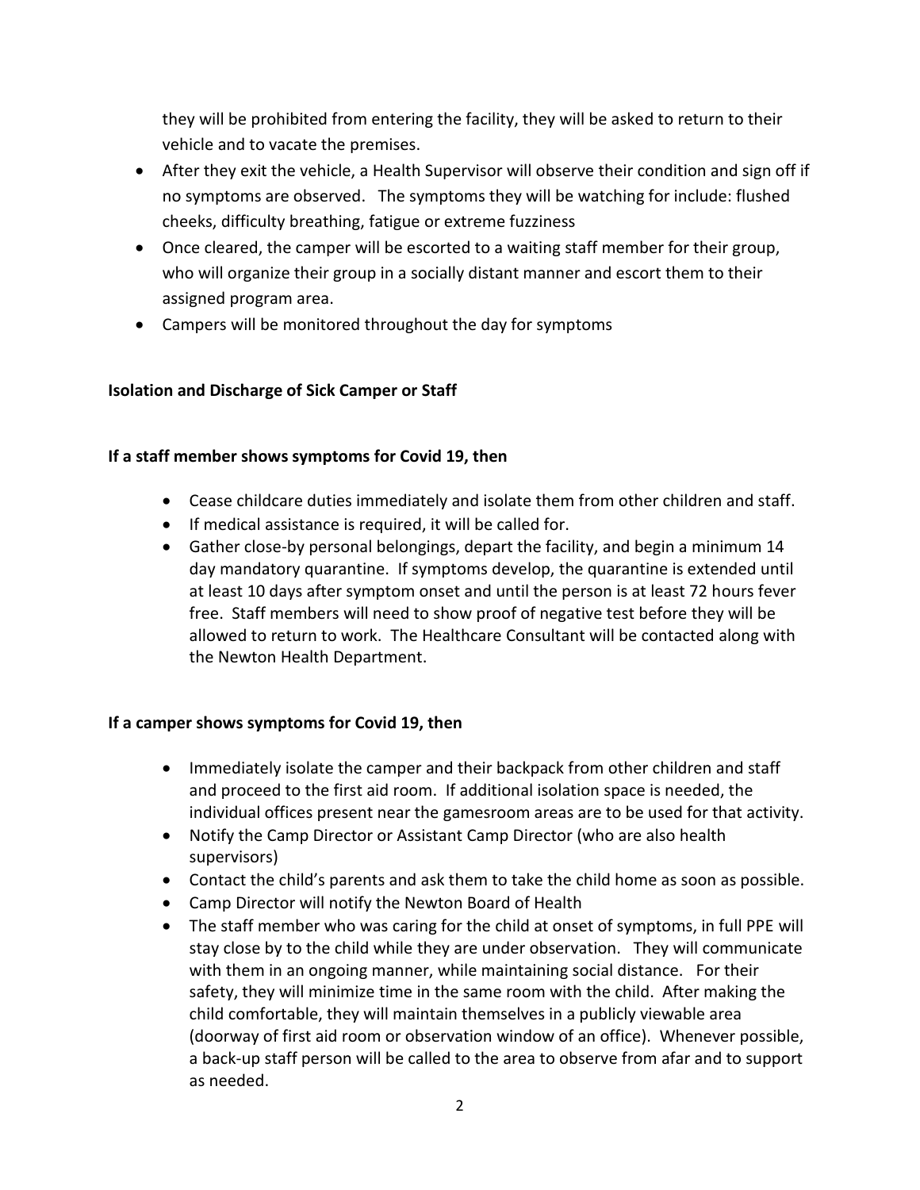they will be prohibited from entering the facility, they will be asked to return to their vehicle and to vacate the premises.

- After they exit the vehicle, a Health Supervisor will observe their condition and sign off if no symptoms are observed. The symptoms they will be watching for include: flushed cheeks, difficulty breathing, fatigue or extreme fuzziness
- Once cleared, the camper will be escorted to a waiting staff member for their group, who will organize their group in a socially distant manner and escort them to their assigned program area.
- Campers will be monitored throughout the day for symptoms

**Isolation and Discharge of Sick Camper or Staff**

**If a staff member shows symptoms for Covid 19, then**

- Cease childcare duties immediately and isolate them from other children and staff.
- If medical assistance is required, it will be called for.
- Gather close-by personal belongings, depart the facility, and begin a minimum 14 day mandatory quarantine. If symptoms develop, the quarantine is extended until at least 10 days after symptom onset and until the person is at least 72 hours fever free. Staff members will need to show proof of negative test before they will be allowed to return to work. The Healthcare Consultant will be contacted along with the Newton Health Department.

**If a camper shows symptoms for Covid 19, then**

- Immediately isolate the camper and their backpack from other children and staff and proceed to the first aid room. If additional isolation space is needed, the individual offices present near the gamesroom areas are to be used for that activity.
- Notify the Camp Director or Assistant Camp Director (who are also health supervisors)
- Contact the child's parents and ask them to take the child home as soon as possible.
- Camp Director will notify the Newton Board of Health
- The staff member who was caring for the child at onset of symptoms, in full PPE will stay close by to the child while they are under observation. They will communicate with them in an ongoing manner, while maintaining social distance. For their safety, they will minimize time in the same room with the child. After making the child comfortable, they will maintain themselves in a publicly viewable area (doorway of first aid room or observation window of an office). Whenever possible, a back-up staff person will be called to the area to observe from afar and to support as needed.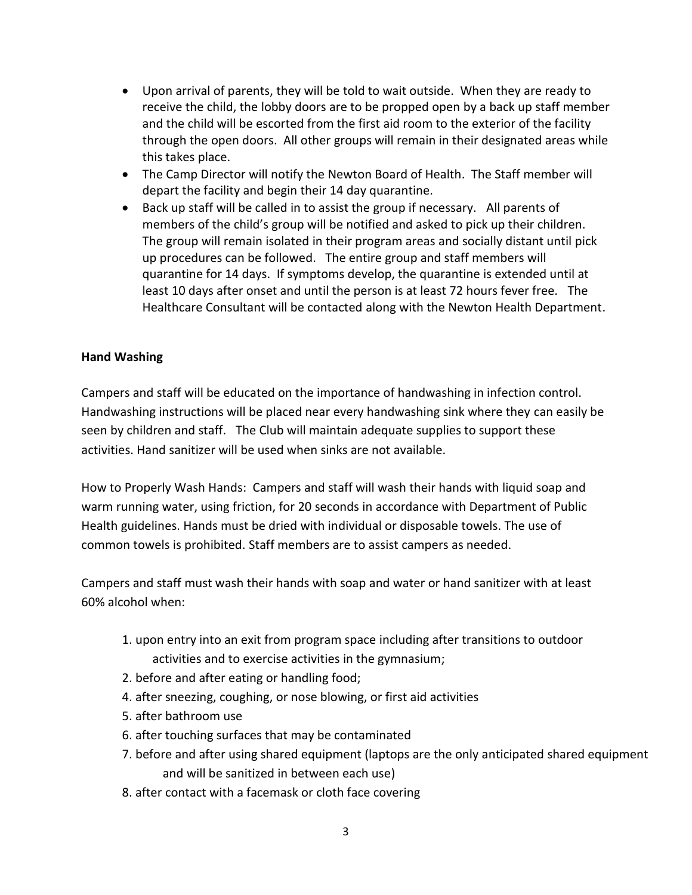- Upon arrival of parents, they will be told to wait outside. When they are ready to receive the child, the lobby doors are to be propped open by a back up staff member and the child will be escorted from the first aid room to the exterior of the facility through the open doors. All other groups will remain in their designated areas while this takes place.
- The Camp Director will notify the Newton Board of Health. The Staff member will depart the facility and begin their 14 day quarantine.
- Back up staff will be called in to assist the group if necessary. All parents of members of the child's group will be notified and asked to pick up their children. The group will remain isolated in their program areas and socially distant until pick up procedures can be followed. The entire group and staff members will quarantine for 14 days. If symptoms develop, the quarantine is extended until at least 10 days after onset and until the person is at least 72 hours fever free. The Healthcare Consultant will be contacted along with the Newton Health Department.

**Hand Washing**

Campers and staff will be educated on the importance of handwashing in infection control. Handwashing instructions will be placed near every handwashing sink where they can easily be seen by children and staff. The Club will maintain adequate supplies to support these activities. Hand sanitizer will be used when sinks are not available.

How to Properly Wash Hands: Campers and staff will wash their hands with liquid soap and warm running water, using friction, for 20 seconds in accordance with Department of Public Health guidelines. Hands must be dried with individual or disposable towels. The use of common towels is prohibited. Staff members are to assist campers as needed.

Campers and staff must wash their hands with soap and water or hand sanitizer with at least 60% alcohol when:

1. upon entry into an exit from program space including after transitions to outdoor activities and to exercise activities in the gymnasium;
2. before and after eating or handling food;
4. after sneezing, coughing, or nose blowing, or first aid activities
5. after bathroom use
6. after touching surfaces that may be contaminated
7. before and after using shared equipment (laptops are the only anticipated shared equipment and will be sanitized in between each use)
8. after contact with a facemask or cloth face covering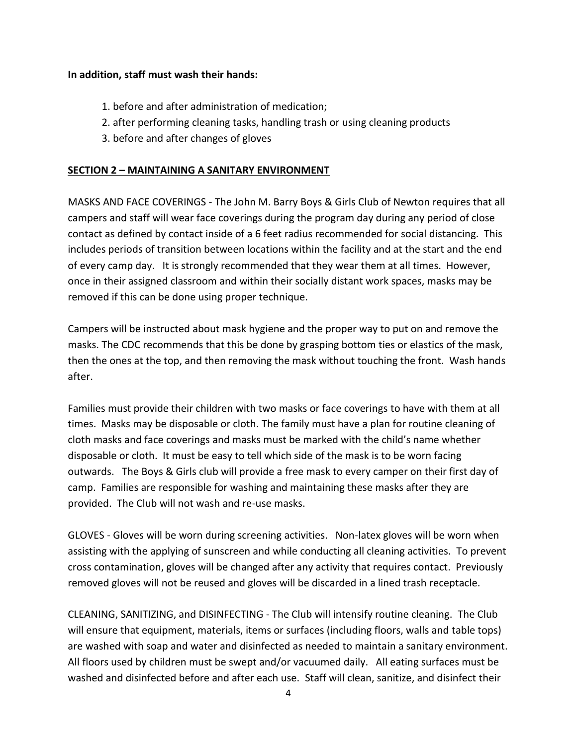**In addition, staff must wash their hands:**

1. before and after administration of medication;
2. after performing cleaning tasks, handling trash or using cleaning products
3. before and after changes of gloves

## SECTION 2 – MAINTAINING A SANITARY ENVIRONMENT

MASKS AND FACE COVERINGS - The John M. Barry Boys & Girls Club of Newton requires that all campers and staff will wear face coverings during the program day during any period of close contact as defined by contact inside of a 6 feet radius recommended for social distancing. This includes periods of transition between locations within the facility and at the start and the end of every camp day. It is strongly recommended that they wear them at all times. However, once in their assigned classroom and within their socially distant work spaces, masks may be removed if this can be done using proper technique.

Campers will be instructed about mask hygiene and the proper way to put on and remove the masks. The CDC recommends that this be done by grasping bottom ties or elastics of the mask, then the ones at the top, and then removing the mask without touching the front. Wash hands after.

Families must provide their children with two masks or face coverings to have with them at all times. Masks may be disposable or cloth. The family must have a plan for routine cleaning of cloth masks and face coverings and masks must be marked with the child's name whether disposable or cloth. It must be easy to tell which side of the mask is to be worn facing outwards. The Boys & Girls club will provide a free mask to every camper on their first day of camp. Families are responsible for washing and maintaining these masks after they are provided. The Club will not wash and re-use masks.

GLOVES - Gloves will be worn during screening activities. Non-latex gloves will be worn when assisting with the applying of sunscreen and while conducting all cleaning activities. To prevent cross contamination, gloves will be changed after any activity that requires contact. Previously removed gloves will not be reused and gloves will be discarded in a lined trash receptacle.

CLEANING, SANITIZING, and DISINFECTING - The Club will intensify routine cleaning. The Club will ensure that equipment, materials, items or surfaces (including floors, walls and table tops) are washed with soap and water and disinfected as needed to maintain a sanitary environment. All floors used by children must be swept and/or vacuumed daily. All eating surfaces must be washed and disinfected before and after each use. Staff will clean, sanitize, and disinfect their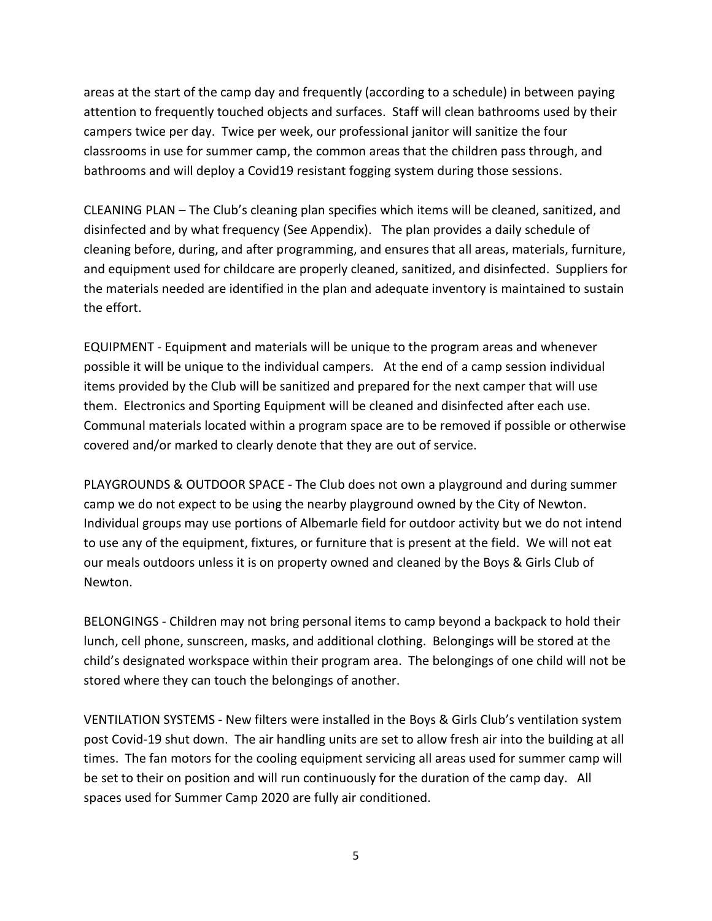areas at the start of the camp day and frequently (according to a schedule) in between paying attention to frequently touched objects and surfaces. Staff will clean bathrooms used by their campers twice per day. Twice per week, our professional janitor will sanitize the four classrooms in use for summer camp, the common areas that the children pass through, and bathrooms and will deploy a Covid19 resistant fogging system during those sessions.

CLEANING PLAN – The Club's cleaning plan specifies which items will be cleaned, sanitized, and disinfected and by what frequency (See Appendix). The plan provides a daily schedule of cleaning before, during, and after programming, and ensures that all areas, materials, furniture, and equipment used for childcare are properly cleaned, sanitized, and disinfected. Suppliers for the materials needed are identified in the plan and adequate inventory is maintained to sustain the effort.

EQUIPMENT - Equipment and materials will be unique to the program areas and whenever possible it will be unique to the individual campers. At the end of a camp session individual items provided by the Club will be sanitized and prepared for the next camper that will use them. Electronics and Sporting Equipment will be cleaned and disinfected after each use. Communal materials located within a program space are to be removed if possible or otherwise covered and/or marked to clearly denote that they are out of service.

PLAYGROUNDS & OUTDOOR SPACE - The Club does not own a playground and during summer camp we do not expect to be using the nearby playground owned by the City of Newton. Individual groups may use portions of Albemarle field for outdoor activity but we do not intend to use any of the equipment, fixtures, or furniture that is present at the field. We will not eat our meals outdoors unless it is on property owned and cleaned by the Boys & Girls Club of Newton.

BELONGINGS - Children may not bring personal items to camp beyond a backpack to hold their lunch, cell phone, sunscreen, masks, and additional clothing. Belongings will be stored at the child's designated workspace within their program area. The belongings of one child will not be stored where they can touch the belongings of another.

VENTILATION SYSTEMS - New filters were installed in the Boys & Girls Club's ventilation system post Covid-19 shut down. The air handling units are set to allow fresh air into the building at all times. The fan motors for the cooling equipment servicing all areas used for summer camp will be set to their on position and will run continuously for the duration of the camp day. All spaces used for Summer Camp 2020 are fully air conditioned.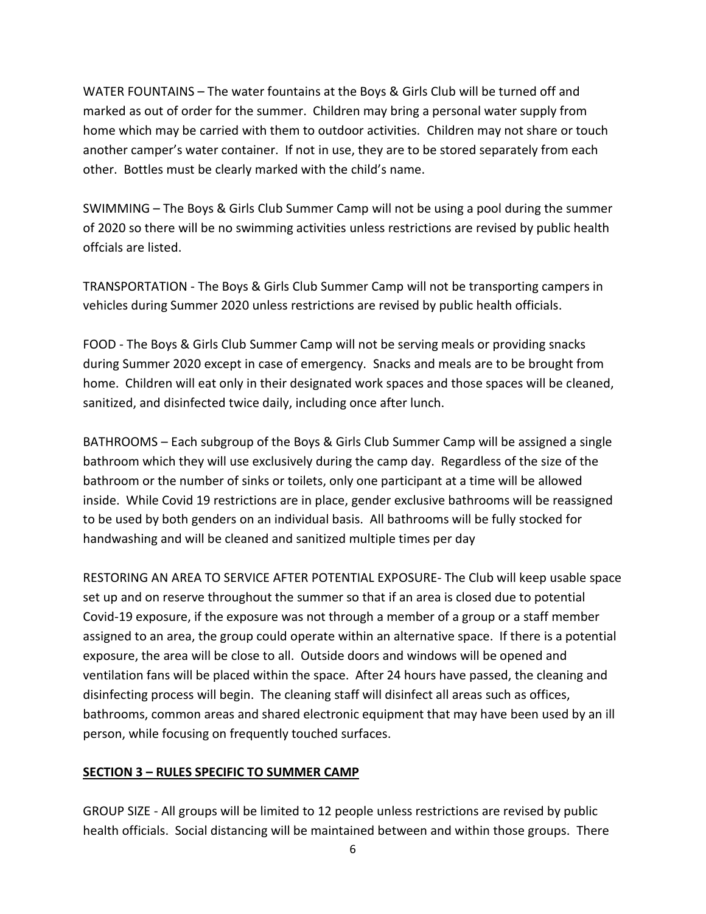WATER FOUNTAINS – The water fountains at the Boys & Girls Club will be turned off and marked as out of order for the summer. Children may bring a personal water supply from home which may be carried with them to outdoor activities. Children may not share or touch another camper's water container. If not in use, they are to be stored separately from each other. Bottles must be clearly marked with the child's name.

SWIMMING – The Boys & Girls Club Summer Camp will not be using a pool during the summer of 2020 so there will be no swimming activities unless restrictions are revised by public health offcials are listed.

TRANSPORTATION - The Boys & Girls Club Summer Camp will not be transporting campers in vehicles during Summer 2020 unless restrictions are revised by public health officials.

FOOD - The Boys & Girls Club Summer Camp will not be serving meals or providing snacks during Summer 2020 except in case of emergency. Snacks and meals are to be brought from home. Children will eat only in their designated work spaces and those spaces will be cleaned, sanitized, and disinfected twice daily, including once after lunch.

BATHROOMS – Each subgroup of the Boys & Girls Club Summer Camp will be assigned a single bathroom which they will use exclusively during the camp day. Regardless of the size of the bathroom or the number of sinks or toilets, only one participant at a time will be allowed inside. While Covid 19 restrictions are in place, gender exclusive bathrooms will be reassigned to be used by both genders on an individual basis. All bathrooms will be fully stocked for handwashing and will be cleaned and sanitized multiple times per day

RESTORING AN AREA TO SERVICE AFTER POTENTIAL EXPOSURE- The Club will keep usable space set up and on reserve throughout the summer so that if an area is closed due to potential Covid-19 exposure, if the exposure was not through a member of a group or a staff member assigned to an area, the group could operate within an alternative space. If there is a potential exposure, the area will be close to all. Outside doors and windows will be opened and ventilation fans will be placed within the space. After 24 hours have passed, the cleaning and disinfecting process will begin. The cleaning staff will disinfect all areas such as offices, bathrooms, common areas and shared electronic equipment that may have been used by an ill person, while focusing on frequently touched surfaces.

## SECTION 3 – RULES SPECIFIC TO SUMMER CAMP

GROUP SIZE - All groups will be limited to 12 people unless restrictions are revised by public health officials. Social distancing will be maintained between and within those groups. There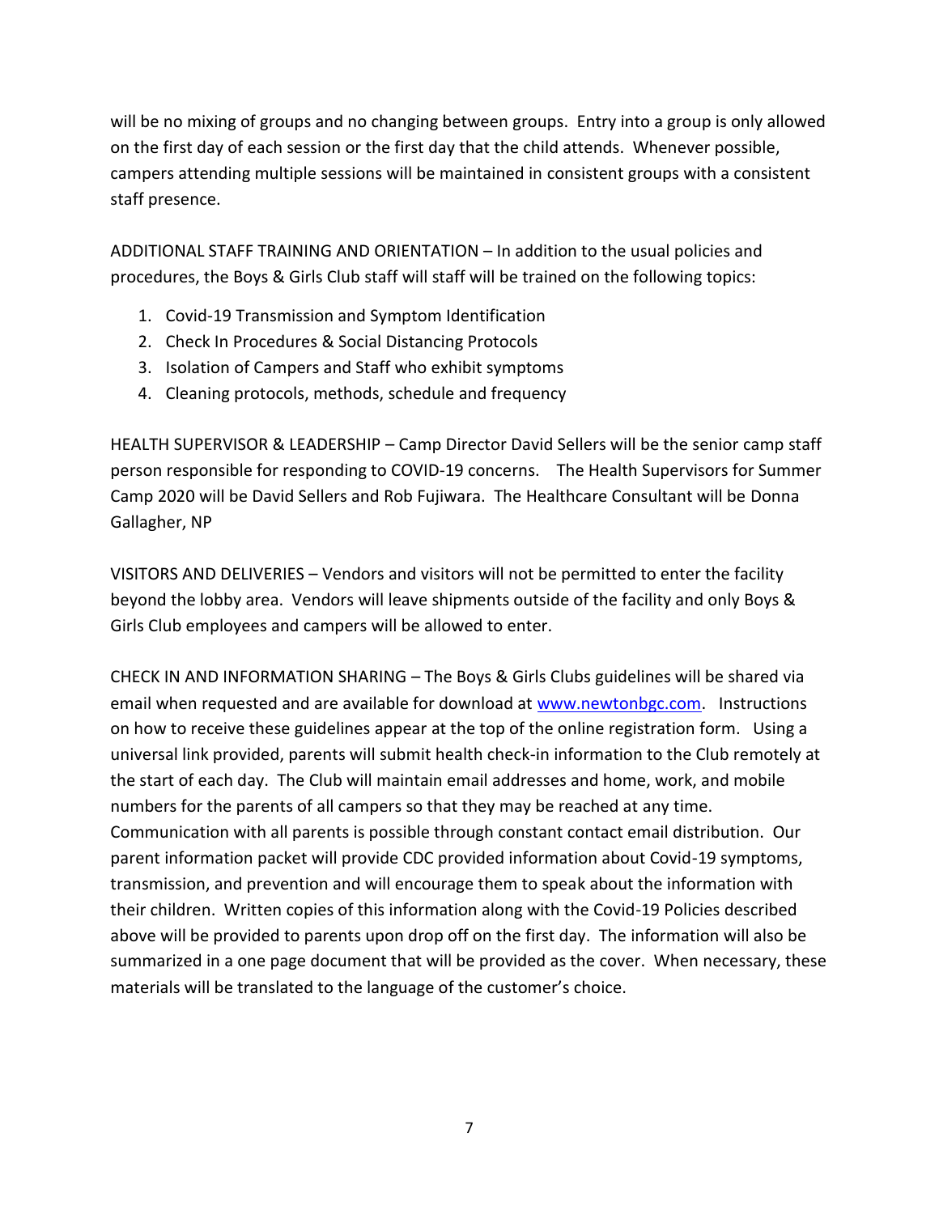will be no mixing of groups and no changing between groups. Entry into a group is only allowed on the first day of each session or the first day that the child attends. Whenever possible, campers attending multiple sessions will be maintained in consistent groups with a consistent staff presence.

ADDITIONAL STAFF TRAINING AND ORIENTATION – In addition to the usual policies and procedures, the Boys & Girls Club staff will staff will be trained on the following topics:

1. Covid-19 Transmission and Symptom Identification
2. Check In Procedures & Social Distancing Protocols
3. Isolation of Campers and Staff who exhibit symptoms
4. Cleaning protocols, methods, schedule and frequency

HEALTH SUPERVISOR & LEADERSHIP – Camp Director David Sellers will be the senior camp staff person responsible for responding to COVID-19 concerns. The Health Supervisors for Summer Camp 2020 will be David Sellers and Rob Fujiwara. The Healthcare Consultant will be Donna Gallagher, NP

VISITORS AND DELIVERIES – Vendors and visitors will not be permitted to enter the facility beyond the lobby area. Vendors will leave shipments outside of the facility and only Boys & Girls Club employees and campers will be allowed to enter.

CHECK IN AND INFORMATION SHARING – The Boys & Girls Clubs guidelines will be shared via email when requested and are available for download at [www.newtonbgc.com](http://www.newtonbgc.com). Instructions on how to receive these guidelines appear at the top of the online registration form. Using a universal link provided, parents will submit health check-in information to the Club remotely at the start of each day. The Club will maintain email addresses and home, work, and mobile numbers for the parents of all campers so that they may be reached at any time. Communication with all parents is possible through constant contact email distribution. Our parent information packet will provide CDC provided information about Covid-19 symptoms, transmission, and prevention and will encourage them to speak about the information with their children. Written copies of this information along with the Covid-19 Policies described above will be provided to parents upon drop off on the first day. The information will also be summarized in a one page document that will be provided as the cover. When necessary, these materials will be translated to the language of the customer's choice.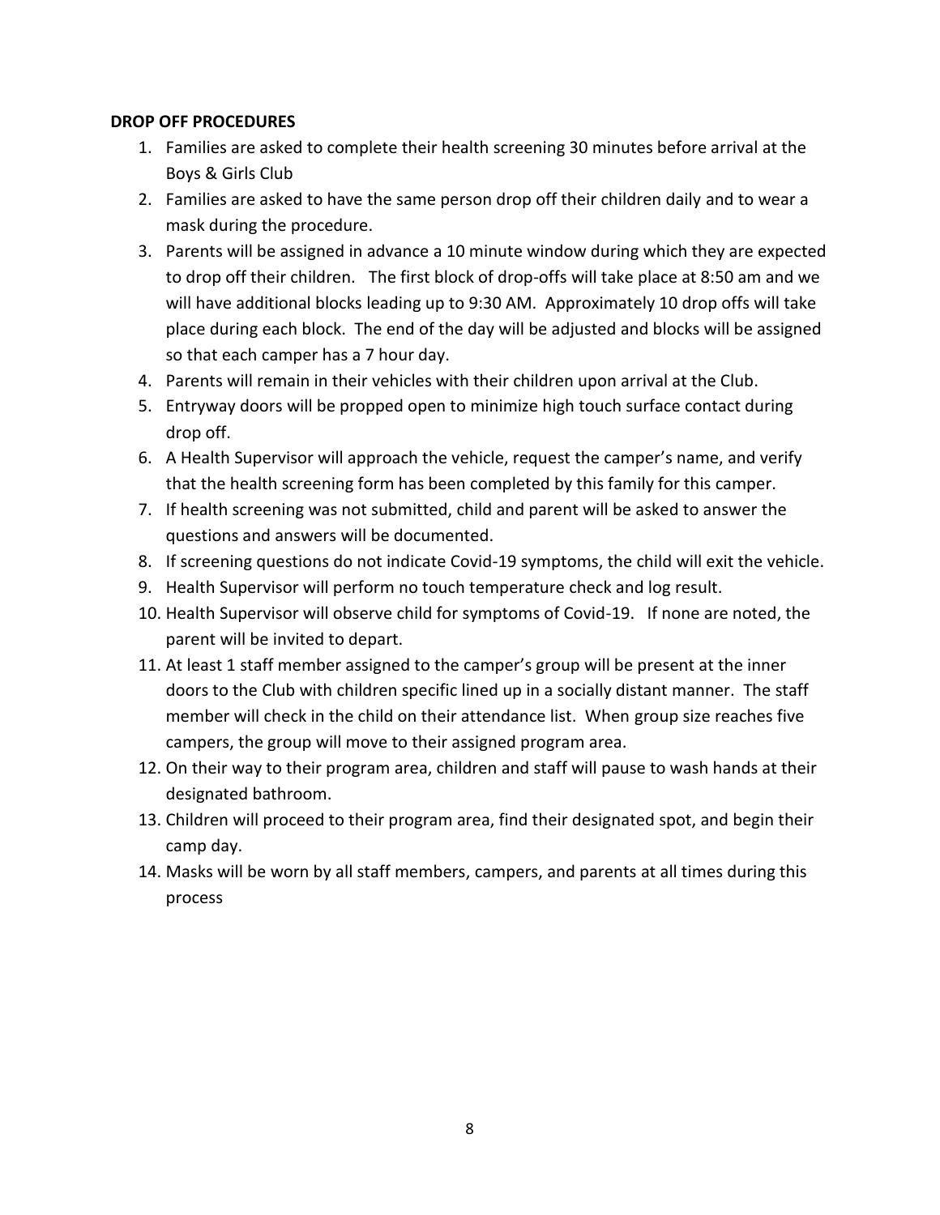**DROP OFF PROCEDURES**

1. Families are asked to complete their health screening 30 minutes before arrival at the Boys & Girls Club
2. Families are asked to have the same person drop off their children daily and to wear a mask during the procedure.
3. Parents will be assigned in advance a 10 minute window during which they are expected to drop off their children. The first block of drop-offs will take place at 8:50 am and we will have additional blocks leading up to 9:30 AM. Approximately 10 drop offs will take place during each block. The end of the day will be adjusted and blocks will be assigned so that each camper has a 7 hour day.
4. Parents will remain in their vehicles with their children upon arrival at the Club.
5. Entryway doors will be propped open to minimize high touch surface contact during drop off.
6. A Health Supervisor will approach the vehicle, request the camper's name, and verify that the health screening form has been completed by this family for this camper.
7. If health screening was not submitted, child and parent will be asked to answer the questions and answers will be documented.
8. If screening questions do not indicate Covid-19 symptoms, the child will exit the vehicle.
9. Health Supervisor will perform no touch temperature check and log result.
10. Health Supervisor will observe child for symptoms of Covid-19. If none are noted, the parent will be invited to depart.
11. At least 1 staff member assigned to the camper's group will be present at the inner doors to the Club with children specific lined up in a socially distant manner. The staff member will check in the child on their attendance list. When group size reaches five campers, the group will move to their assigned program area.
12. On their way to their program area, children and staff will pause to wash hands at their designated bathroom.
13. Children will proceed to their program area, find their designated spot, and begin their camp day.
14. Masks will be worn by all staff members, campers, and parents at all times during this process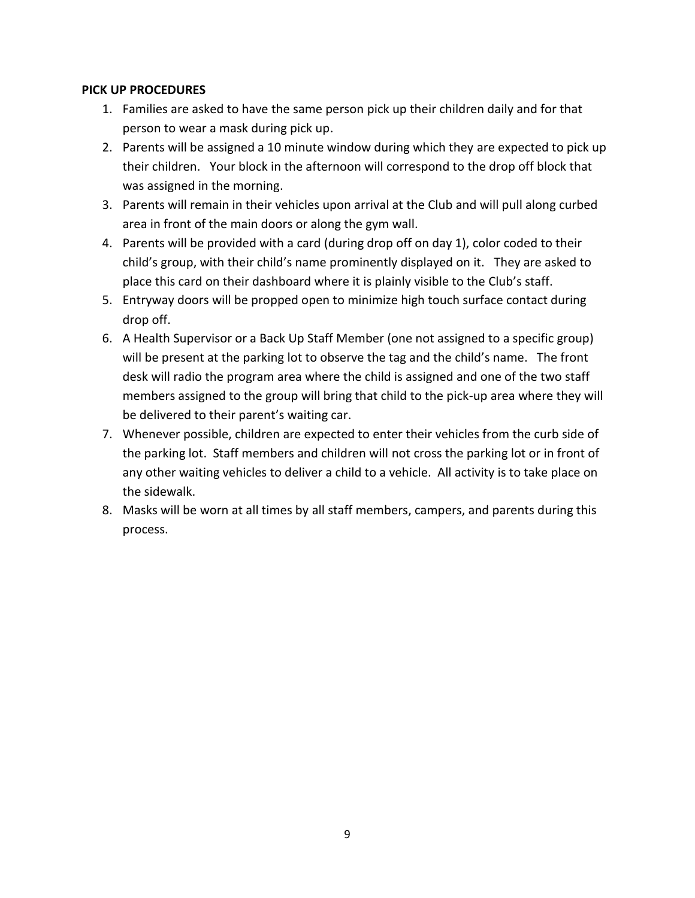**PICK UP PROCEDURES**

1. Families are asked to have the same person pick up their children daily and for that person to wear a mask during pick up.
2. Parents will be assigned a 10 minute window during which they are expected to pick up their children. Your block in the afternoon will correspond to the drop off block that was assigned in the morning.
3. Parents will remain in their vehicles upon arrival at the Club and will pull along curbed area in front of the main doors or along the gym wall.
4. Parents will be provided with a card (during drop off on day 1), color coded to their child's group, with their child's name prominently displayed on it. They are asked to place this card on their dashboard where it is plainly visible to the Club's staff.
5. Entryway doors will be propped open to minimize high touch surface contact during drop off.
6. A Health Supervisor or a Back Up Staff Member (one not assigned to a specific group) will be present at the parking lot to observe the tag and the child's name. The front desk will radio the program area where the child is assigned and one of the two staff members assigned to the group will bring that child to the pick-up area where they will be delivered to their parent's waiting car.
7. Whenever possible, children are expected to enter their vehicles from the curb side of the parking lot. Staff members and children will not cross the parking lot or in front of any other waiting vehicles to deliver a child to a vehicle. All activity is to take place on the sidewalk.
8. Masks will be worn at all times by all staff members, campers, and parents during this process.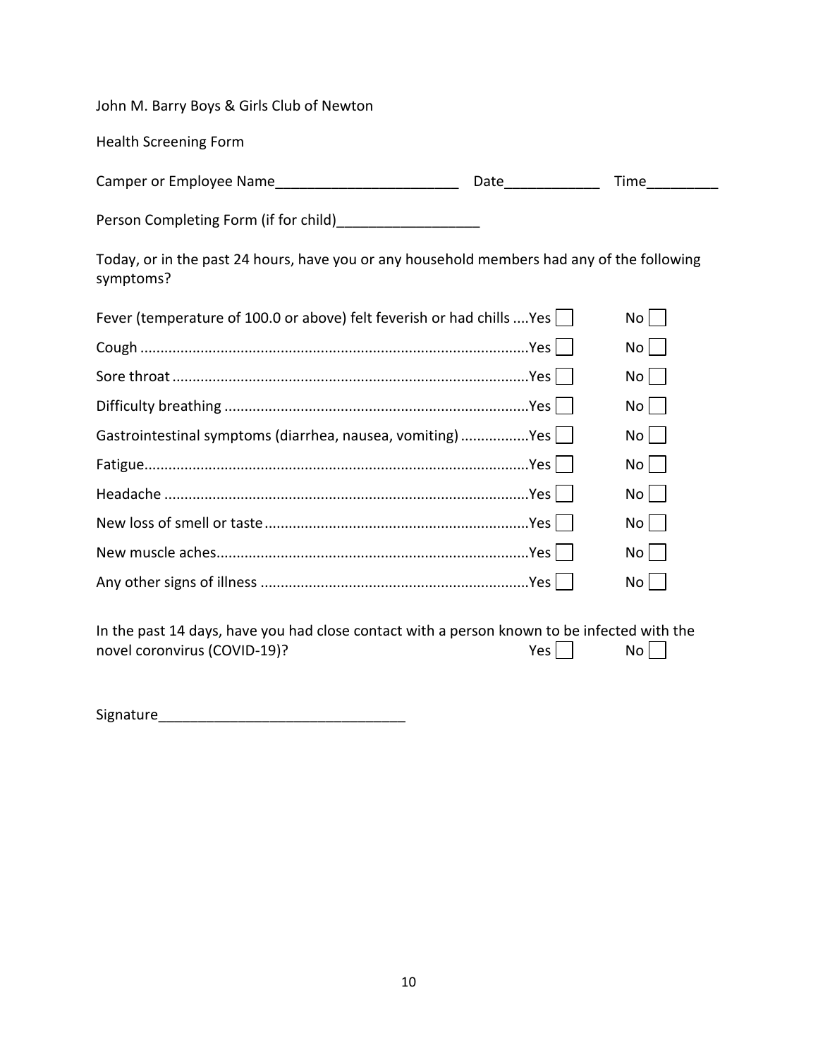John M. Barry Boys & Girls Club of Newton

Health Screening Form

Camper or Employee Name_______________________ Date____________ Time_________

Person Completing Form (if for child)__________________

Today, or in the past 24 hours, have you or any household members had any of the following symptoms?

| Symptom | Yes | No |
| --- | --- | --- |
| Fever (temperature of 100.0 or above) felt feverish or had chills | ☐ | ☐ |
| Cough | ☐ | ☐ |
| Sore throat | ☐ | ☐ |
| Difficulty breathing | ☐ | ☐ |
| Gastrointestinal symptoms (diarrhea, nausea, vomiting) | ☐ | ☐ |
| Fatigue | ☐ | ☐ |
| Headache | ☐ | ☐ |
| New loss of smell or taste | ☐ | ☐ |
| New muscle aches | ☐ | ☐ |
| Any other signs of illness | ☐ | ☐ |

In the past 14 days, have you had close contact with a person known to be infected with the novel coronavirus (COVID-19)? Yes ☐ No ☐

Signature_______________________________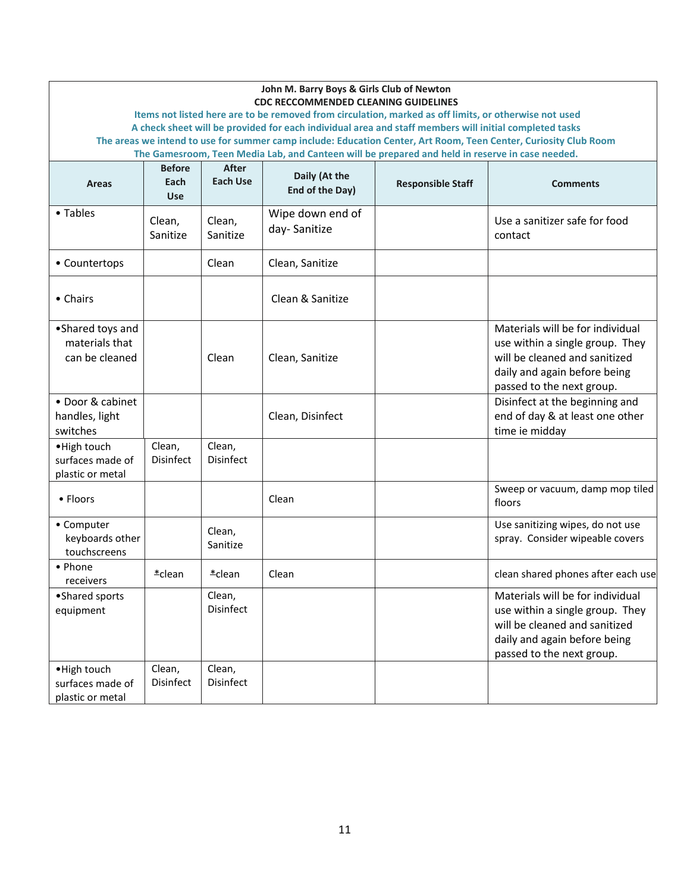**John M. Barry Boys & Girls Club of Newton**
**CDC RECCOMMENDED CLEANING GUIDELINES**

**Items not listed here are to be removed from circulation, marked as off limits, or otherwise not used**
**A check sheet will be provided for each individual area and staff members will initial completed tasks**
**The areas we intend to use for summer camp include: Education Center, Art Room, Teen Center, Curiosity Club Room**
**The Gamesroom, Teen Media Lab, and Canteen will be prepared and held in reserve in case needed.**

| Areas | Before Each Use | After Each Use | Daily (At the End of the Day) | Responsible Staff | Comments |
|---|---|---|---|---|---|
| • Tables | Clean, Sanitize | Clean, Sanitize | Wipe down end of day- Sanitize | | Use a sanitizer safe for food contact |
| • Countertops | | Clean | Clean, Sanitize | | |
| • Chairs | | | Clean & Sanitize | | |
| •Shared toys and materials that can be cleaned | | Clean | Clean, Sanitize | | Materials will be for individual use within a single group. They will be cleaned and sanitized daily and again before being passed to the next group. |
| • Door & cabinet handles, light switches | | | Clean, Disinfect | | Disinfect at the beginning and end of day & at least one other time ie midday |
| •High touch surfaces made of plastic or metal | Clean, Disinfect | Clean, Disinfect | | | |
| • Floors | | | Clean | | Sweep or vacuum, damp mop tiled floors |
| • Computer keyboards other touchscreens | | Clean, Sanitize | | | Use sanitizing wipes, do not use spray. Consider wipeable covers |
| • Phone receivers | *clean | *clean | Clean | | clean shared phones after each use |
| •Shared sports equipment | | Clean, Disinfect | | | Materials will be for individual use within a single group. They will be cleaned and sanitized daily and again before being passed to the next group. |
| •High touch surfaces made of plastic or metal | Clean, Disinfect | Clean, Disinfect | | | |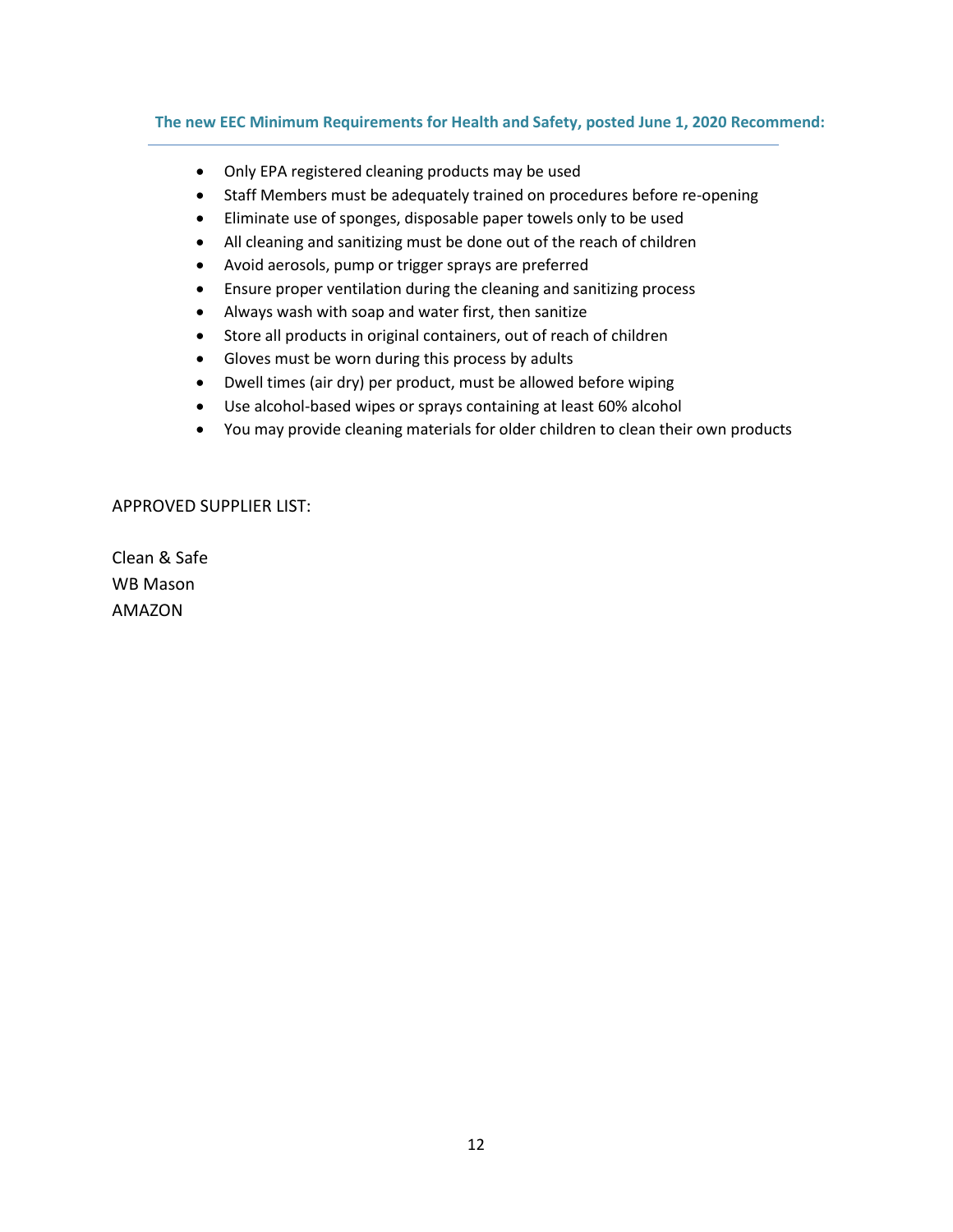### The new EEC Minimum Requirements for Health and Safety, posted June 1, 2020 Recommend:

- Only EPA registered cleaning products may be used
- Staff Members must be adequately trained on procedures before re-opening
- Eliminate use of sponges, disposable paper towels only to be used
- All cleaning and sanitizing must be done out of the reach of children
- Avoid aerosols, pump or trigger sprays are preferred
- Ensure proper ventilation during the cleaning and sanitizing process
- Always wash with soap and water first, then sanitize
- Store all products in original containers, out of reach of children
- Gloves must be worn during this process by adults
- Dwell times (air dry) per product, must be allowed before wiping
- Use alcohol-based wipes or sprays containing at least 60% alcohol
- You may provide cleaning materials for older children to clean their own products

APPROVED SUPPLIER LIST:

Clean & Safe
WB Mason
AMAZON